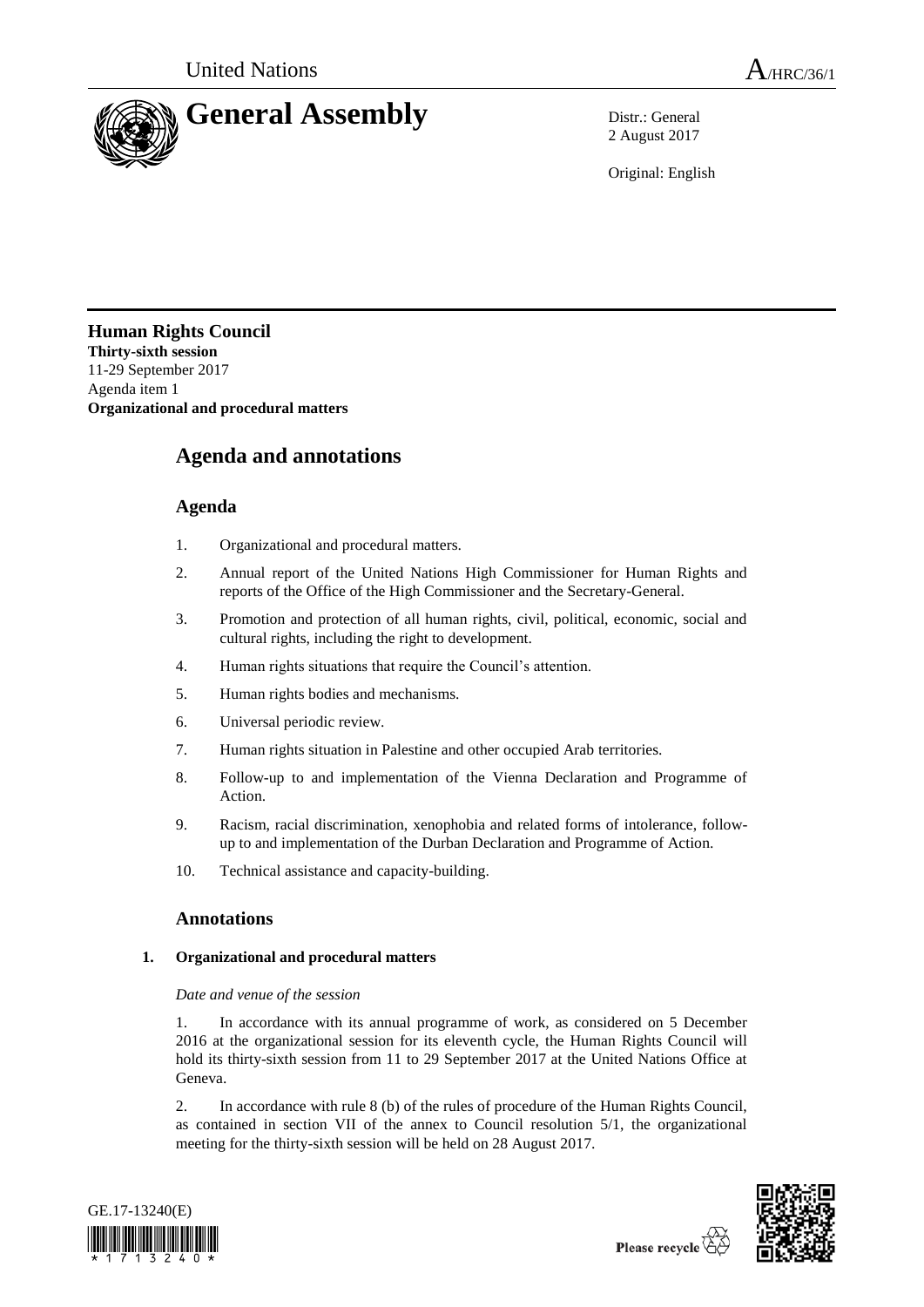United Nations A/HRC/36/1

# General Assembly

Distr.: General
2 August 2017

Original: English

**Human Rights Council**
**Thirty-sixth session**
11-29 September 2017
Agenda item 1
**Organizational and procedural matters**

# Agenda and annotations

## Agenda

1. Organizational and procedural matters.
2. Annual report of the United Nations High Commissioner for Human Rights and reports of the Office of the High Commissioner and the Secretary-General.
3. Promotion and protection of all human rights, civil, political, economic, social and cultural rights, including the right to development.
4. Human rights situations that require the Council's attention.
5. Human rights bodies and mechanisms.
6. Universal periodic review.
7. Human rights situation in Palestine and other occupied Arab territories.
8. Follow-up to and implementation of the Vienna Declaration and Programme of Action.
9. Racism, racial discrimination, xenophobia and related forms of intolerance, follow-up to and implementation of the Durban Declaration and Programme of Action.
10. Technical assistance and capacity-building.

## Annotations

### 1. Organizational and procedural matters

*Date and venue of the session*

1. In accordance with its annual programme of work, as considered on 5 December 2016 at the organizational session for its eleventh cycle, the Human Rights Council will hold its thirty-sixth session from 11 to 29 September 2017 at the United Nations Office at Geneva.

2. In accordance with rule 8 (b) of the rules of procedure of the Human Rights Council, as contained in section VII of the annex to Council resolution 5/1, the organizational meeting for the thirty-sixth session will be held on 28 August 2017.

GE.17-13240(E)

Please recycle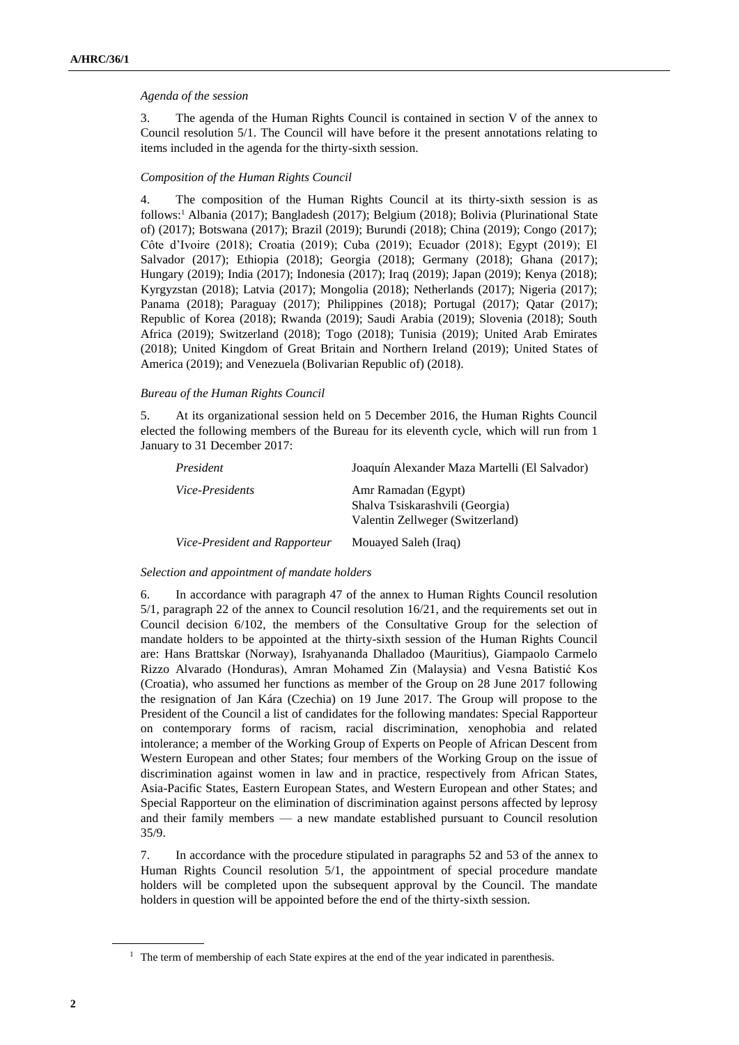*Agenda of the session*

3. The agenda of the Human Rights Council is contained in section V of the annex to Council resolution 5/1. The Council will have before it the present annotations relating to items included in the agenda for the thirty-sixth session.

*Composition of the Human Rights Council*

4. The composition of the Human Rights Council at its thirty-sixth session is as follows:[1] Albania (2017); Bangladesh (2017); Belgium (2018); Bolivia (Plurinational State of) (2017); Botswana (2017); Brazil (2019); Burundi (2018); China (2019); Congo (2017); Côte d'Ivoire (2018); Croatia (2019); Cuba (2019); Ecuador (2018); Egypt (2019); El Salvador (2017); Ethiopia (2018); Georgia (2018); Germany (2018); Ghana (2017); Hungary (2019); India (2017); Indonesia (2017); Iraq (2019); Japan (2019); Kenya (2018); Kyrgyzstan (2018); Latvia (2017); Mongolia (2018); Netherlands (2017); Nigeria (2017); Panama (2018); Paraguay (2017); Philippines (2018); Portugal (2017); Qatar (2017); Republic of Korea (2018); Rwanda (2019); Saudi Arabia (2019); Slovenia (2018); South Africa (2019); Switzerland (2018); Togo (2018); Tunisia (2019); United Arab Emirates (2018); United Kingdom of Great Britain and Northern Ireland (2019); United States of America (2019); and Venezuela (Bolivarian Republic of) (2018).

*Bureau of the Human Rights Council*

5. At its organizational session held on 5 December 2016, the Human Rights Council elected the following members of the Bureau for its eleventh cycle, which will run from 1 January to 31 December 2017:

| | |
|---|---|
| *President* | Joaquín Alexander Maza Martelli (El Salvador) |
| *Vice-Presidents* | Amr Ramadan (Egypt)<br>Shalva Tsiskarashvili (Georgia)<br>Valentin Zellweger (Switzerland) |
| *Vice-President and Rapporteur* | Mouayed Saleh (Iraq) |

*Selection and appointment of mandate holders*

6. In accordance with paragraph 47 of the annex to Human Rights Council resolution 5/1, paragraph 22 of the annex to Council resolution 16/21, and the requirements set out in Council decision 6/102, the members of the Consultative Group for the selection of mandate holders to be appointed at the thirty-sixth session of the Human Rights Council are: Hans Brattskar (Norway), Israhyananda Dhalladoo (Mauritius), Giampaolo Carmelo Rizzo Alvarado (Honduras), Amran Mohamed Zin (Malaysia) and Vesna Batistić Kos (Croatia), who assumed her functions as member of the Group on 28 June 2017 following the resignation of Jan Kára (Czechia) on 19 June 2017. The Group will propose to the President of the Council a list of candidates for the following mandates: Special Rapporteur on contemporary forms of racism, racial discrimination, xenophobia and related intolerance; a member of the Working Group of Experts on People of African Descent from Western European and other States; four members of the Working Group on the issue of discrimination against women in law and in practice, respectively from African States, Asia-Pacific States, Eastern European States, and Western European and other States; and Special Rapporteur on the elimination of discrimination against persons affected by leprosy and their family members — a new mandate established pursuant to Council resolution 35/9.

7. In accordance with the procedure stipulated in paragraphs 52 and 53 of the annex to Human Rights Council resolution 5/1, the appointment of special procedure mandate holders will be completed upon the subsequent approval by the Council. The mandate holders in question will be appointed before the end of the thirty-sixth session.

[1] The term of membership of each State expires at the end of the year indicated in parenthesis.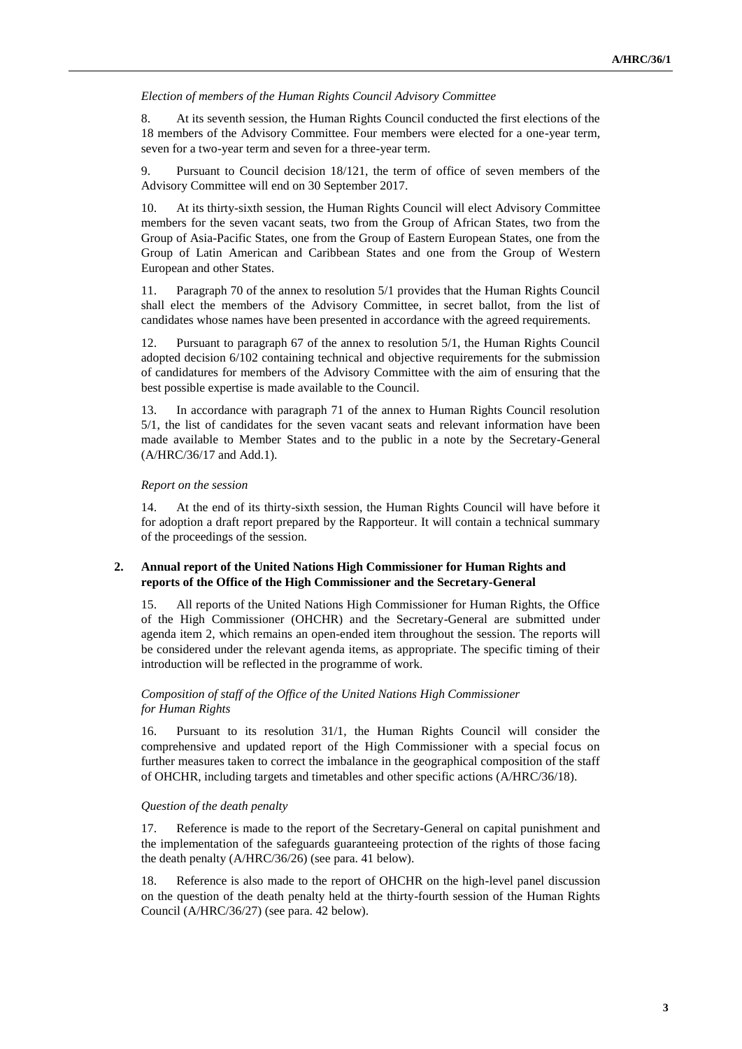*Election of members of the Human Rights Council Advisory Committee*

8. At its seventh session, the Human Rights Council conducted the first elections of the 18 members of the Advisory Committee. Four members were elected for a one-year term, seven for a two-year term and seven for a three-year term.

9. Pursuant to Council decision 18/121, the term of office of seven members of the Advisory Committee will end on 30 September 2017.

10. At its thirty-sixth session, the Human Rights Council will elect Advisory Committee members for the seven vacant seats, two from the Group of African States, two from the Group of Asia-Pacific States, one from the Group of Eastern European States, one from the Group of Latin American and Caribbean States and one from the Group of Western European and other States.

11. Paragraph 70 of the annex to resolution 5/1 provides that the Human Rights Council shall elect the members of the Advisory Committee, in secret ballot, from the list of candidates whose names have been presented in accordance with the agreed requirements.

12. Pursuant to paragraph 67 of the annex to resolution 5/1, the Human Rights Council adopted decision 6/102 containing technical and objective requirements for the submission of candidatures for members of the Advisory Committee with the aim of ensuring that the best possible expertise is made available to the Council.

13. In accordance with paragraph 71 of the annex to Human Rights Council resolution 5/1, the list of candidates for the seven vacant seats and relevant information have been made available to Member States and to the public in a note by the Secretary-General (A/HRC/36/17 and Add.1).

*Report on the session*

14. At the end of its thirty-sixth session, the Human Rights Council will have before it for adoption a draft report prepared by the Rapporteur. It will contain a technical summary of the proceedings of the session.

## 2. Annual report of the United Nations High Commissioner for Human Rights and reports of the Office of the High Commissioner and the Secretary-General

15. All reports of the United Nations High Commissioner for Human Rights, the Office of the High Commissioner (OHCHR) and the Secretary-General are submitted under agenda item 2, which remains an open-ended item throughout the session. The reports will be considered under the relevant agenda items, as appropriate. The specific timing of their introduction will be reflected in the programme of work.

*Composition of staff of the Office of the United Nations High Commissioner for Human Rights*

16. Pursuant to its resolution 31/1, the Human Rights Council will consider the comprehensive and updated report of the High Commissioner with a special focus on further measures taken to correct the imbalance in the geographical composition of the staff of OHCHR, including targets and timetables and other specific actions (A/HRC/36/18).

*Question of the death penalty*

17. Reference is made to the report of the Secretary-General on capital punishment and the implementation of the safeguards guaranteeing protection of the rights of those facing the death penalty (A/HRC/36/26) (see para. 41 below).

18. Reference is also made to the report of OHCHR on the high-level panel discussion on the question of the death penalty held at the thirty-fourth session of the Human Rights Council (A/HRC/36/27) (see para. 42 below).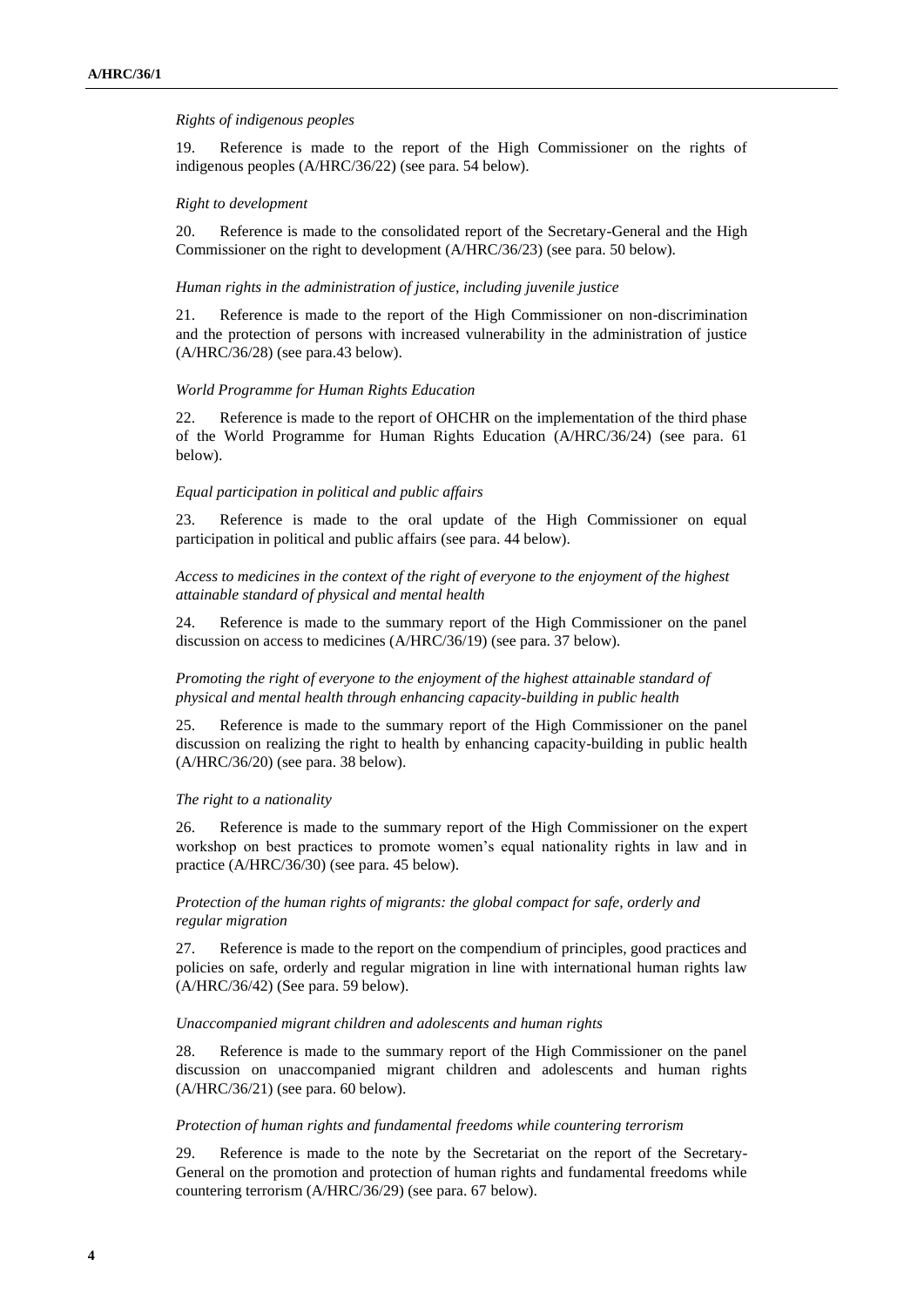*Rights of indigenous peoples*

19. Reference is made to the report of the High Commissioner on the rights of indigenous peoples (A/HRC/36/22) (see para. 54 below).

*Right to development*

20. Reference is made to the consolidated report of the Secretary-General and the High Commissioner on the right to development (A/HRC/36/23) (see para. 50 below).

*Human rights in the administration of justice, including juvenile justice*

21. Reference is made to the report of the High Commissioner on non-discrimination and the protection of persons with increased vulnerability in the administration of justice (A/HRC/36/28) (see para.43 below).

*World Programme for Human Rights Education*

22. Reference is made to the report of OHCHR on the implementation of the third phase of the World Programme for Human Rights Education (A/HRC/36/24) (see para. 61 below).

*Equal participation in political and public affairs*

23. Reference is made to the oral update of the High Commissioner on equal participation in political and public affairs (see para. 44 below).

*Access to medicines in the context of the right of everyone to the enjoyment of the highest attainable standard of physical and mental health*

24. Reference is made to the summary report of the High Commissioner on the panel discussion on access to medicines (A/HRC/36/19) (see para. 37 below).

*Promoting the right of everyone to the enjoyment of the highest attainable standard of physical and mental health through enhancing capacity-building in public health*

25. Reference is made to the summary report of the High Commissioner on the panel discussion on realizing the right to health by enhancing capacity-building in public health (A/HRC/36/20) (see para. 38 below).

*The right to a nationality*

26. Reference is made to the summary report of the High Commissioner on the expert workshop on best practices to promote women's equal nationality rights in law and in practice (A/HRC/36/30) (see para. 45 below).

*Protection of the human rights of migrants: the global compact for safe, orderly and regular migration*

27. Reference is made to the report on the compendium of principles, good practices and policies on safe, orderly and regular migration in line with international human rights law (A/HRC/36/42) (See para. 59 below).

*Unaccompanied migrant children and adolescents and human rights*

28. Reference is made to the summary report of the High Commissioner on the panel discussion on unaccompanied migrant children and adolescents and human rights (A/HRC/36/21) (see para. 60 below).

*Protection of human rights and fundamental freedoms while countering terrorism*

29. Reference is made to the note by the Secretariat on the report of the Secretary-General on the promotion and protection of human rights and fundamental freedoms while countering terrorism (A/HRC/36/29) (see para. 67 below).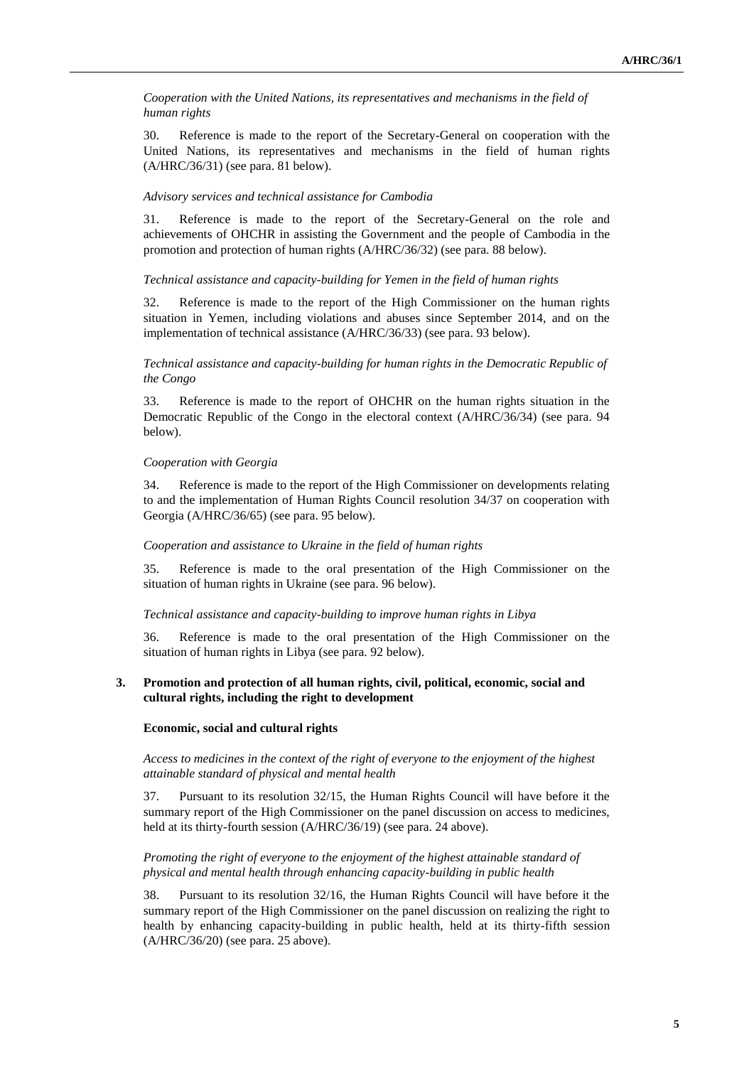*Cooperation with the United Nations, its representatives and mechanisms in the field of human rights*

30. Reference is made to the report of the Secretary-General on cooperation with the United Nations, its representatives and mechanisms in the field of human rights (A/HRC/36/31) (see para. 81 below).

*Advisory services and technical assistance for Cambodia*

31. Reference is made to the report of the Secretary-General on the role and achievements of OHCHR in assisting the Government and the people of Cambodia in the promotion and protection of human rights (A/HRC/36/32) (see para. 88 below).

*Technical assistance and capacity-building for Yemen in the field of human rights*

32. Reference is made to the report of the High Commissioner on the human rights situation in Yemen, including violations and abuses since September 2014, and on the implementation of technical assistance (A/HRC/36/33) (see para. 93 below).

*Technical assistance and capacity-building for human rights in the Democratic Republic of the Congo*

33. Reference is made to the report of OHCHR on the human rights situation in the Democratic Republic of the Congo in the electoral context (A/HRC/36/34) (see para. 94 below).

*Cooperation with Georgia*

34. Reference is made to the report of the High Commissioner on developments relating to and the implementation of Human Rights Council resolution 34/37 on cooperation with Georgia (A/HRC/36/65) (see para. 95 below).

*Cooperation and assistance to Ukraine in the field of human rights*

35. Reference is made to the oral presentation of the High Commissioner on the situation of human rights in Ukraine (see para. 96 below).

*Technical assistance and capacity-building to improve human rights in Libya*

36. Reference is made to the oral presentation of the High Commissioner on the situation of human rights in Libya (see para. 92 below).

### 3. Promotion and protection of all human rights, civil, political, economic, social and cultural rights, including the right to development

#### Economic, social and cultural rights

*Access to medicines in the context of the right of everyone to the enjoyment of the highest attainable standard of physical and mental health*

37. Pursuant to its resolution 32/15, the Human Rights Council will have before it the summary report of the High Commissioner on the panel discussion on access to medicines, held at its thirty-fourth session (A/HRC/36/19) (see para. 24 above).

*Promoting the right of everyone to the enjoyment of the highest attainable standard of physical and mental health through enhancing capacity-building in public health*

38. Pursuant to its resolution 32/16, the Human Rights Council will have before it the summary report of the High Commissioner on the panel discussion on realizing the right to health by enhancing capacity-building in public health, held at its thirty-fifth session (A/HRC/36/20) (see para. 25 above).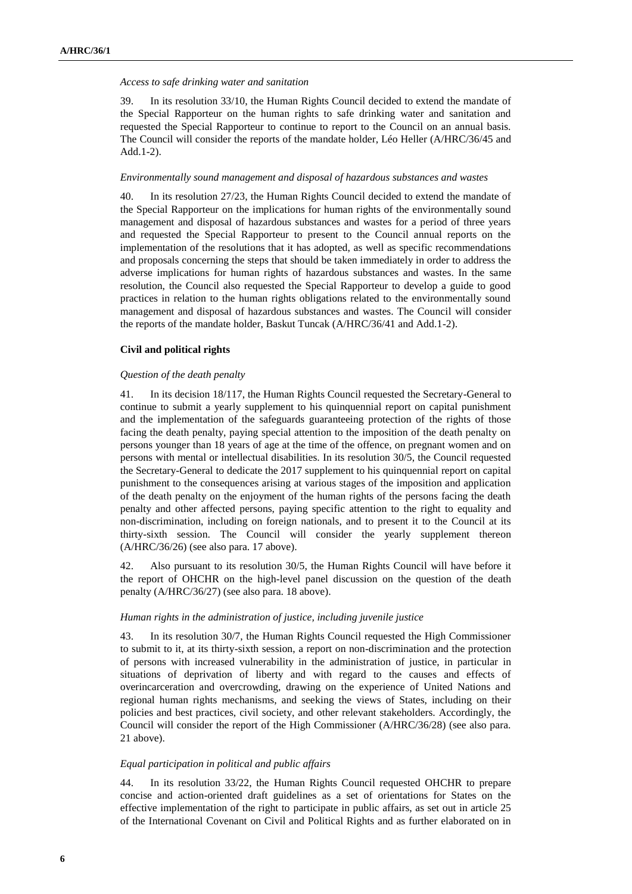*Access to safe drinking water and sanitation*

39. In its resolution 33/10, the Human Rights Council decided to extend the mandate of the Special Rapporteur on the human rights to safe drinking water and sanitation and requested the Special Rapporteur to continue to report to the Council on an annual basis. The Council will consider the reports of the mandate holder, Léo Heller (A/HRC/36/45 and Add.1-2).

*Environmentally sound management and disposal of hazardous substances and wastes*

40. In its resolution 27/23, the Human Rights Council decided to extend the mandate of the Special Rapporteur on the implications for human rights of the environmentally sound management and disposal of hazardous substances and wastes for a period of three years and requested the Special Rapporteur to present to the Council annual reports on the implementation of the resolutions that it has adopted, as well as specific recommendations and proposals concerning the steps that should be taken immediately in order to address the adverse implications for human rights of hazardous substances and wastes. In the same resolution, the Council also requested the Special Rapporteur to develop a guide to good practices in relation to the human rights obligations related to the environmentally sound management and disposal of hazardous substances and wastes. The Council will consider the reports of the mandate holder, Baskut Tuncak (A/HRC/36/41 and Add.1-2).

**Civil and political rights**

*Question of the death penalty*

41. In its decision 18/117, the Human Rights Council requested the Secretary-General to continue to submit a yearly supplement to his quinquennial report on capital punishment and the implementation of the safeguards guaranteeing protection of the rights of those facing the death penalty, paying special attention to the imposition of the death penalty on persons younger than 18 years of age at the time of the offence, on pregnant women and on persons with mental or intellectual disabilities. In its resolution 30/5, the Council requested the Secretary-General to dedicate the 2017 supplement to his quinquennial report on capital punishment to the consequences arising at various stages of the imposition and application of the death penalty on the enjoyment of the human rights of the persons facing the death penalty and other affected persons, paying specific attention to the right to equality and non-discrimination, including on foreign nationals, and to present it to the Council at its thirty-sixth session. The Council will consider the yearly supplement thereon (A/HRC/36/26) (see also para. 17 above).

42. Also pursuant to its resolution 30/5, the Human Rights Council will have before it the report of OHCHR on the high-level panel discussion on the question of the death penalty (A/HRC/36/27) (see also para. 18 above).

*Human rights in the administration of justice, including juvenile justice*

43. In its resolution 30/7, the Human Rights Council requested the High Commissioner to submit to it, at its thirty-sixth session, a report on non-discrimination and the protection of persons with increased vulnerability in the administration of justice, in particular in situations of deprivation of liberty and with regard to the causes and effects of overincarceration and overcrowding, drawing on the experience of United Nations and regional human rights mechanisms, and seeking the views of States, including on their policies and best practices, civil society, and other relevant stakeholders. Accordingly, the Council will consider the report of the High Commissioner (A/HRC/36/28) (see also para. 21 above).

*Equal participation in political and public affairs*

44. In its resolution 33/22, the Human Rights Council requested OHCHR to prepare concise and action-oriented draft guidelines as a set of orientations for States on the effective implementation of the right to participate in public affairs, as set out in article 25 of the International Covenant on Civil and Political Rights and as further elaborated on in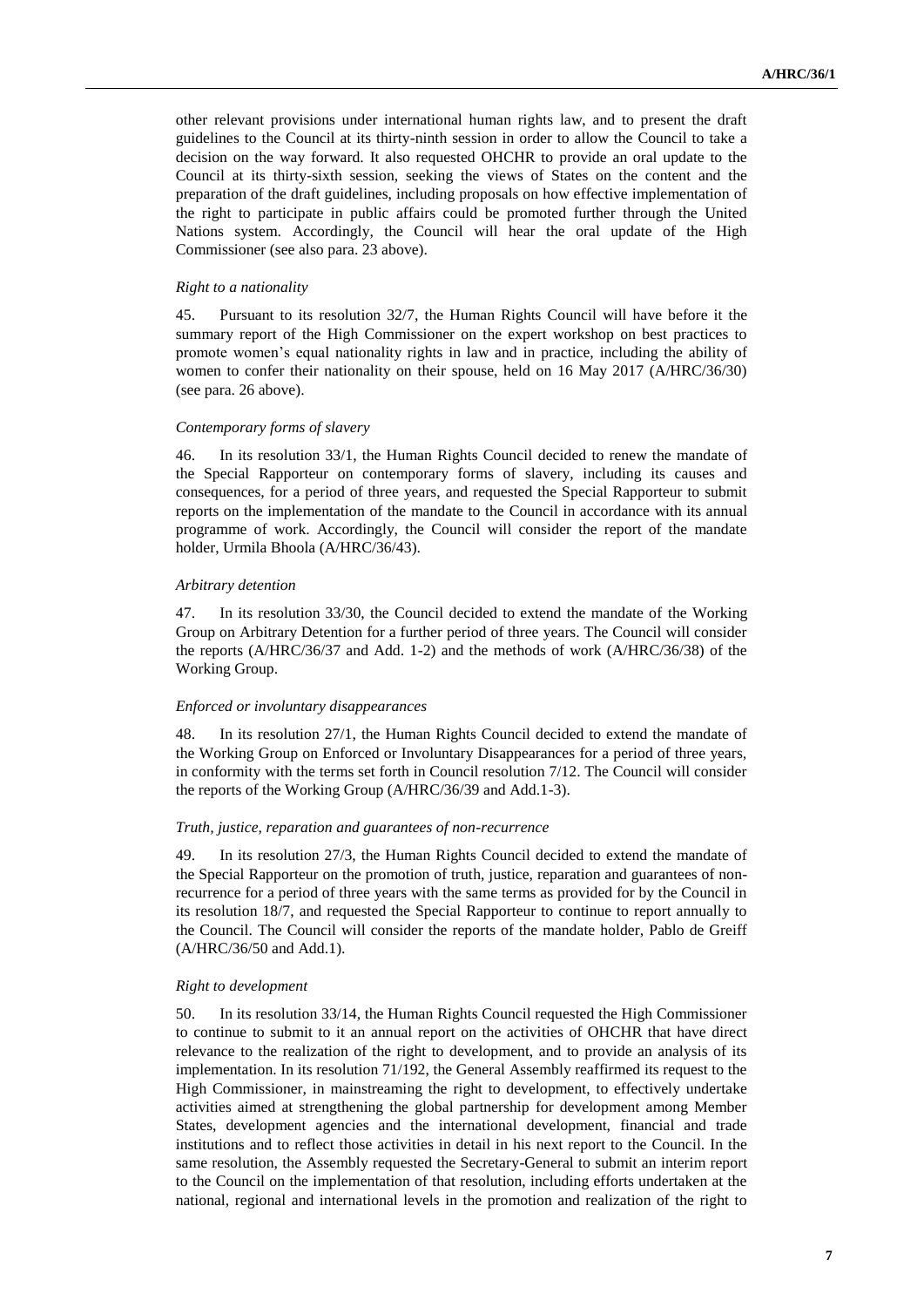other relevant provisions under international human rights law, and to present the draft guidelines to the Council at its thirty-ninth session in order to allow the Council to take a decision on the way forward. It also requested OHCHR to provide an oral update to the Council at its thirty-sixth session, seeking the views of States on the content and the preparation of the draft guidelines, including proposals on how effective implementation of the right to participate in public affairs could be promoted further through the United Nations system. Accordingly, the Council will hear the oral update of the High Commissioner (see also para. 23 above).

*Right to a nationality*

45. Pursuant to its resolution 32/7, the Human Rights Council will have before it the summary report of the High Commissioner on the expert workshop on best practices to promote women's equal nationality rights in law and in practice, including the ability of women to confer their nationality on their spouse, held on 16 May 2017 (A/HRC/36/30) (see para. 26 above).

*Contemporary forms of slavery*

46. In its resolution 33/1, the Human Rights Council decided to renew the mandate of the Special Rapporteur on contemporary forms of slavery, including its causes and consequences, for a period of three years, and requested the Special Rapporteur to submit reports on the implementation of the mandate to the Council in accordance with its annual programme of work. Accordingly, the Council will consider the report of the mandate holder, Urmila Bhoola (A/HRC/36/43).

*Arbitrary detention*

47. In its resolution 33/30, the Council decided to extend the mandate of the Working Group on Arbitrary Detention for a further period of three years. The Council will consider the reports (A/HRC/36/37 and Add. 1-2) and the methods of work (A/HRC/36/38) of the Working Group.

*Enforced or involuntary disappearances*

48. In its resolution 27/1, the Human Rights Council decided to extend the mandate of the Working Group on Enforced or Involuntary Disappearances for a period of three years, in conformity with the terms set forth in Council resolution 7/12. The Council will consider the reports of the Working Group (A/HRC/36/39 and Add.1-3).

*Truth, justice, reparation and guarantees of non-recurrence*

49. In its resolution 27/3, the Human Rights Council decided to extend the mandate of the Special Rapporteur on the promotion of truth, justice, reparation and guarantees of non-recurrence for a period of three years with the same terms as provided for by the Council in its resolution 18/7, and requested the Special Rapporteur to continue to report annually to the Council. The Council will consider the reports of the mandate holder, Pablo de Greiff (A/HRC/36/50 and Add.1).

*Right to development*

50. In its resolution 33/14, the Human Rights Council requested the High Commissioner to continue to submit to it an annual report on the activities of OHCHR that have direct relevance to the realization of the right to development, and to provide an analysis of its implementation. In its resolution 71/192, the General Assembly reaffirmed its request to the High Commissioner, in mainstreaming the right to development, to effectively undertake activities aimed at strengthening the global partnership for development among Member States, development agencies and the international development, financial and trade institutions and to reflect those activities in detail in his next report to the Council. In the same resolution, the Assembly requested the Secretary-General to submit an interim report to the Council on the implementation of that resolution, including efforts undertaken at the national, regional and international levels in the promotion and realization of the right to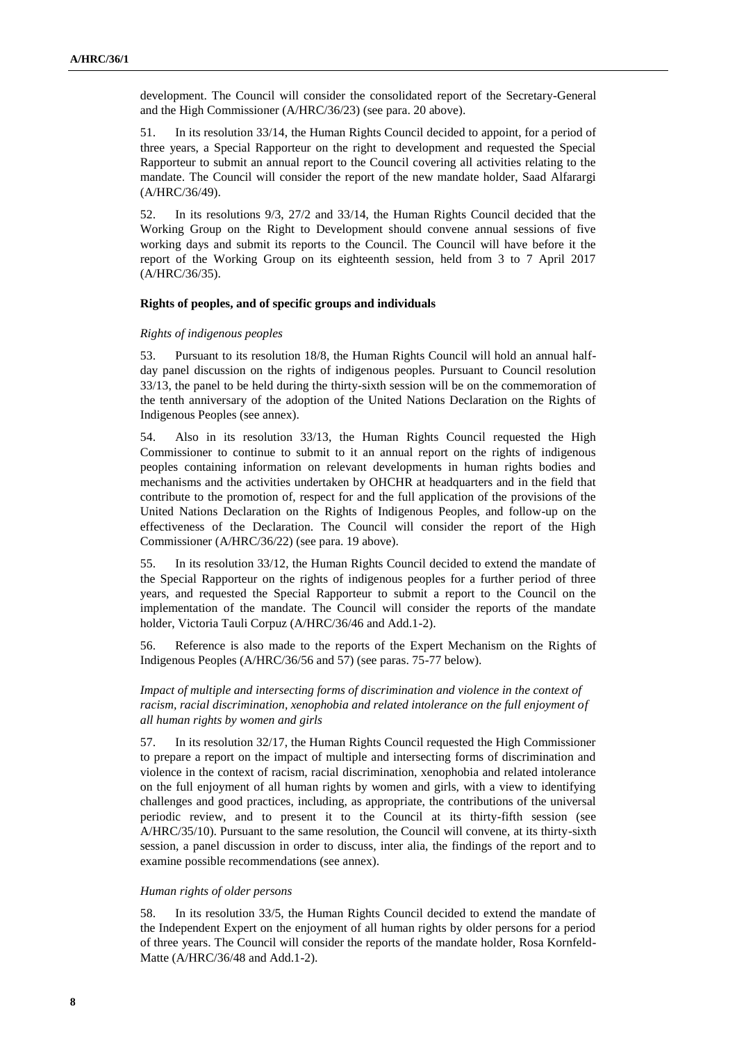development. The Council will consider the consolidated report of the Secretary-General and the High Commissioner (A/HRC/36/23) (see para. 20 above).

51. In its resolution 33/14, the Human Rights Council decided to appoint, for a period of three years, a Special Rapporteur on the right to development and requested the Special Rapporteur to submit an annual report to the Council covering all activities relating to the mandate. The Council will consider the report of the new mandate holder, Saad Alfarargi (A/HRC/36/49).

52. In its resolutions 9/3, 27/2 and 33/14, the Human Rights Council decided that the Working Group on the Right to Development should convene annual sessions of five working days and submit its reports to the Council. The Council will have before it the report of the Working Group on its eighteenth session, held from 3 to 7 April 2017 (A/HRC/36/35).

### Rights of peoples, and of specific groups and individuals

*Rights of indigenous peoples*

53. Pursuant to its resolution 18/8, the Human Rights Council will hold an annual half-day panel discussion on the rights of indigenous peoples. Pursuant to Council resolution 33/13, the panel to be held during the thirty-sixth session will be on the commemoration of the tenth anniversary of the adoption of the United Nations Declaration on the Rights of Indigenous Peoples (see annex).

54. Also in its resolution 33/13, the Human Rights Council requested the High Commissioner to continue to submit to it an annual report on the rights of indigenous peoples containing information on relevant developments in human rights bodies and mechanisms and the activities undertaken by OHCHR at headquarters and in the field that contribute to the promotion of, respect for and the full application of the provisions of the United Nations Declaration on the Rights of Indigenous Peoples, and follow-up on the effectiveness of the Declaration. The Council will consider the report of the High Commissioner (A/HRC/36/22) (see para. 19 above).

55. In its resolution 33/12, the Human Rights Council decided to extend the mandate of the Special Rapporteur on the rights of indigenous peoples for a further period of three years, and requested the Special Rapporteur to submit a report to the Council on the implementation of the mandate. The Council will consider the reports of the mandate holder, Victoria Tauli Corpuz (A/HRC/36/46 and Add.1-2).

56. Reference is also made to the reports of the Expert Mechanism on the Rights of Indigenous Peoples (A/HRC/36/56 and 57) (see paras. 75-77 below).

*Impact of multiple and intersecting forms of discrimination and violence in the context of racism, racial discrimination, xenophobia and related intolerance on the full enjoyment of all human rights by women and girls*

57. In its resolution 32/17, the Human Rights Council requested the High Commissioner to prepare a report on the impact of multiple and intersecting forms of discrimination and violence in the context of racism, racial discrimination, xenophobia and related intolerance on the full enjoyment of all human rights by women and girls, with a view to identifying challenges and good practices, including, as appropriate, the contributions of the universal periodic review, and to present it to the Council at its thirty-fifth session (see A/HRC/35/10). Pursuant to the same resolution, the Council will convene, at its thirty-sixth session, a panel discussion in order to discuss, inter alia, the findings of the report and to examine possible recommendations (see annex).

*Human rights of older persons*

58. In its resolution 33/5, the Human Rights Council decided to extend the mandate of the Independent Expert on the enjoyment of all human rights by older persons for a period of three years. The Council will consider the reports of the mandate holder, Rosa Kornfeld-Matte (A/HRC/36/48 and Add.1-2).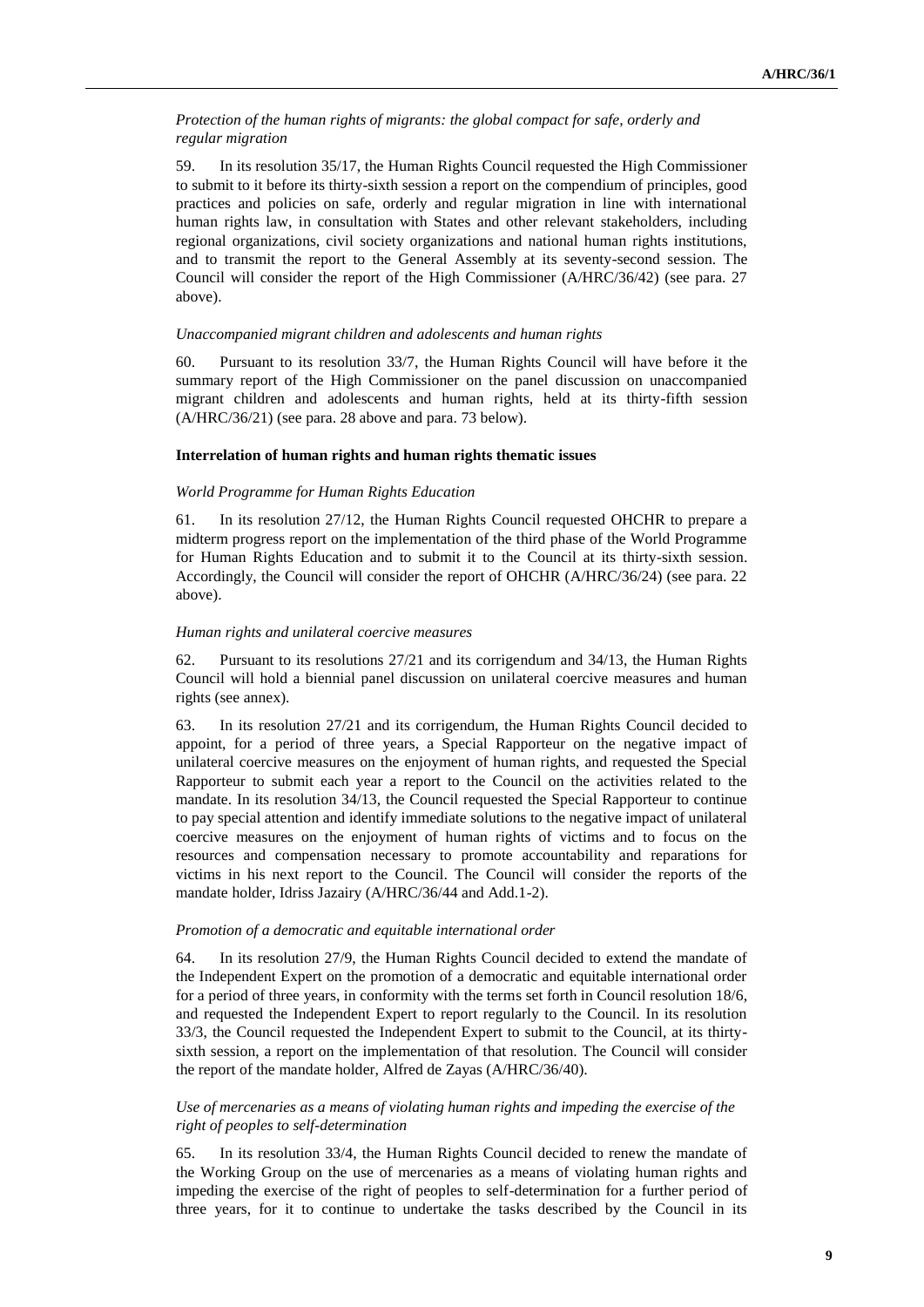*Protection of the human rights of migrants: the global compact for safe, orderly and regular migration*

59. In its resolution 35/17, the Human Rights Council requested the High Commissioner to submit to it before its thirty-sixth session a report on the compendium of principles, good practices and policies on safe, orderly and regular migration in line with international human rights law, in consultation with States and other relevant stakeholders, including regional organizations, civil society organizations and national human rights institutions, and to transmit the report to the General Assembly at its seventy-second session. The Council will consider the report of the High Commissioner (A/HRC/36/42) (see para. 27 above).

*Unaccompanied migrant children and adolescents and human rights*

60. Pursuant to its resolution 33/7, the Human Rights Council will have before it the summary report of the High Commissioner on the panel discussion on unaccompanied migrant children and adolescents and human rights, held at its thirty-fifth session (A/HRC/36/21) (see para. 28 above and para. 73 below).

**Interrelation of human rights and human rights thematic issues**

*World Programme for Human Rights Education*

61. In its resolution 27/12, the Human Rights Council requested OHCHR to prepare a midterm progress report on the implementation of the third phase of the World Programme for Human Rights Education and to submit it to the Council at its thirty-sixth session. Accordingly, the Council will consider the report of OHCHR (A/HRC/36/24) (see para. 22 above).

*Human rights and unilateral coercive measures*

62. Pursuant to its resolutions 27/21 and its corrigendum and 34/13, the Human Rights Council will hold a biennial panel discussion on unilateral coercive measures and human rights (see annex).

63. In its resolution 27/21 and its corrigendum, the Human Rights Council decided to appoint, for a period of three years, a Special Rapporteur on the negative impact of unilateral coercive measures on the enjoyment of human rights, and requested the Special Rapporteur to submit each year a report to the Council on the activities related to the mandate. In its resolution 34/13, the Council requested the Special Rapporteur to continue to pay special attention and identify immediate solutions to the negative impact of unilateral coercive measures on the enjoyment of human rights of victims and to focus on the resources and compensation necessary to promote accountability and reparations for victims in his next report to the Council. The Council will consider the reports of the mandate holder, Idriss Jazairy (A/HRC/36/44 and Add.1-2).

*Promotion of a democratic and equitable international order*

64. In its resolution 27/9, the Human Rights Council decided to extend the mandate of the Independent Expert on the promotion of a democratic and equitable international order for a period of three years, in conformity with the terms set forth in Council resolution 18/6, and requested the Independent Expert to report regularly to the Council. In its resolution 33/3, the Council requested the Independent Expert to submit to the Council, at its thirty-sixth session, a report on the implementation of that resolution. The Council will consider the report of the mandate holder, Alfred de Zayas (A/HRC/36/40).

*Use of mercenaries as a means of violating human rights and impeding the exercise of the right of peoples to self-determination*

65. In its resolution 33/4, the Human Rights Council decided to renew the mandate of the Working Group on the use of mercenaries as a means of violating human rights and impeding the exercise of the right of peoples to self-determination for a further period of three years, for it to continue to undertake the tasks described by the Council in its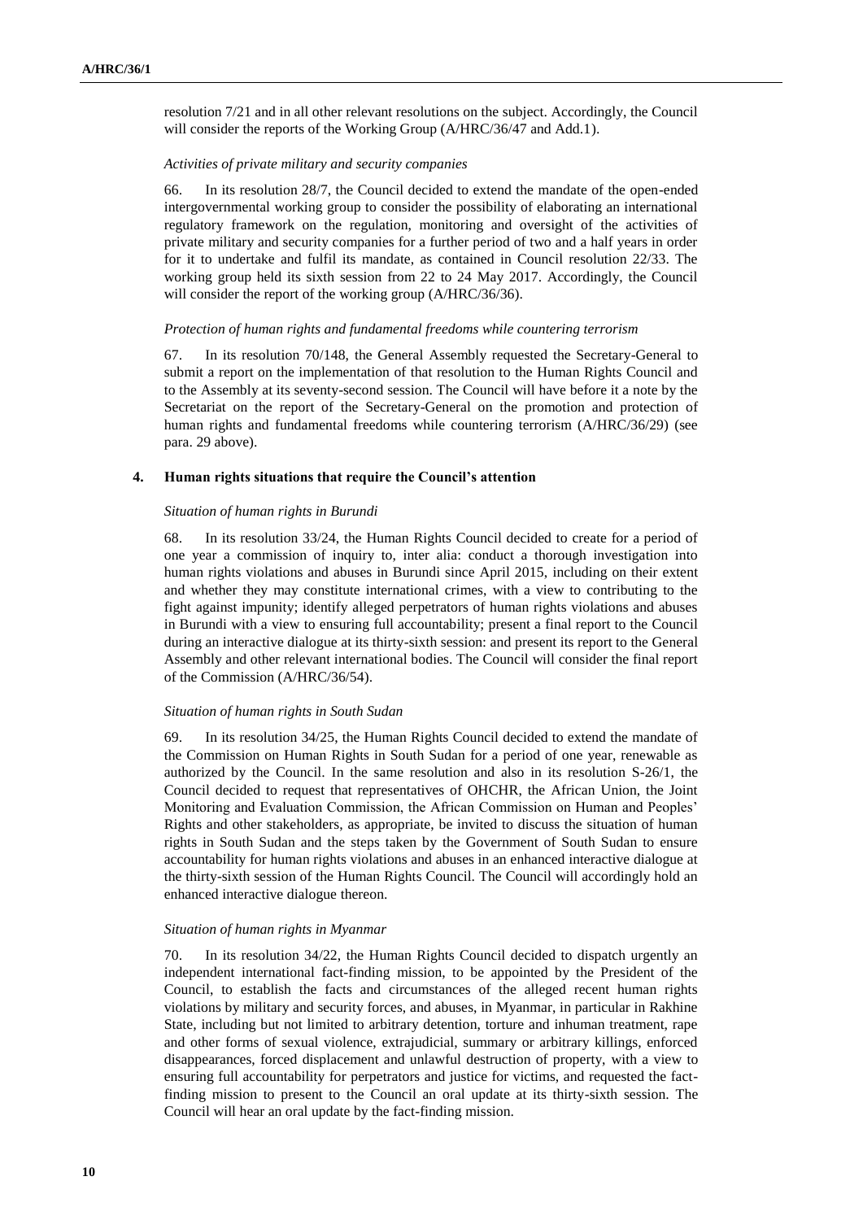resolution 7/21 and in all other relevant resolutions on the subject. Accordingly, the Council will consider the reports of the Working Group (A/HRC/36/47 and Add.1).

*Activities of private military and security companies*

66. In its resolution 28/7, the Council decided to extend the mandate of the open-ended intergovernmental working group to consider the possibility of elaborating an international regulatory framework on the regulation, monitoring and oversight of the activities of private military and security companies for a further period of two and a half years in order for it to undertake and fulfil its mandate, as contained in Council resolution 22/33. The working group held its sixth session from 22 to 24 May 2017. Accordingly, the Council will consider the report of the working group (A/HRC/36/36).

*Protection of human rights and fundamental freedoms while countering terrorism*

67. In its resolution 70/148, the General Assembly requested the Secretary-General to submit a report on the implementation of that resolution to the Human Rights Council and to the Assembly at its seventy-second session. The Council will have before it a note by the Secretariat on the report of the Secretary-General on the promotion and protection of human rights and fundamental freedoms while countering terrorism (A/HRC/36/29) (see para. 29 above).

### 4. Human rights situations that require the Council's attention

*Situation of human rights in Burundi*

68. In its resolution 33/24, the Human Rights Council decided to create for a period of one year a commission of inquiry to, inter alia: conduct a thorough investigation into human rights violations and abuses in Burundi since April 2015, including on their extent and whether they may constitute international crimes, with a view to contributing to the fight against impunity; identify alleged perpetrators of human rights violations and abuses in Burundi with a view to ensuring full accountability; present a final report to the Council during an interactive dialogue at its thirty-sixth session: and present its report to the General Assembly and other relevant international bodies. The Council will consider the final report of the Commission (A/HRC/36/54).

*Situation of human rights in South Sudan*

69. In its resolution 34/25, the Human Rights Council decided to extend the mandate of the Commission on Human Rights in South Sudan for a period of one year, renewable as authorized by the Council. In the same resolution and also in its resolution S-26/1, the Council decided to request that representatives of OHCHR, the African Union, the Joint Monitoring and Evaluation Commission, the African Commission on Human and Peoples' Rights and other stakeholders, as appropriate, be invited to discuss the situation of human rights in South Sudan and the steps taken by the Government of South Sudan to ensure accountability for human rights violations and abuses in an enhanced interactive dialogue at the thirty-sixth session of the Human Rights Council. The Council will accordingly hold an enhanced interactive dialogue thereon.

*Situation of human rights in Myanmar*

70. In its resolution 34/22, the Human Rights Council decided to dispatch urgently an independent international fact-finding mission, to be appointed by the President of the Council, to establish the facts and circumstances of the alleged recent human rights violations by military and security forces, and abuses, in Myanmar, in particular in Rakhine State, including but not limited to arbitrary detention, torture and inhuman treatment, rape and other forms of sexual violence, extrajudicial, summary or arbitrary killings, enforced disappearances, forced displacement and unlawful destruction of property, with a view to ensuring full accountability for perpetrators and justice for victims, and requested the fact-finding mission to present to the Council an oral update at its thirty-sixth session. The Council will hear an oral update by the fact-finding mission.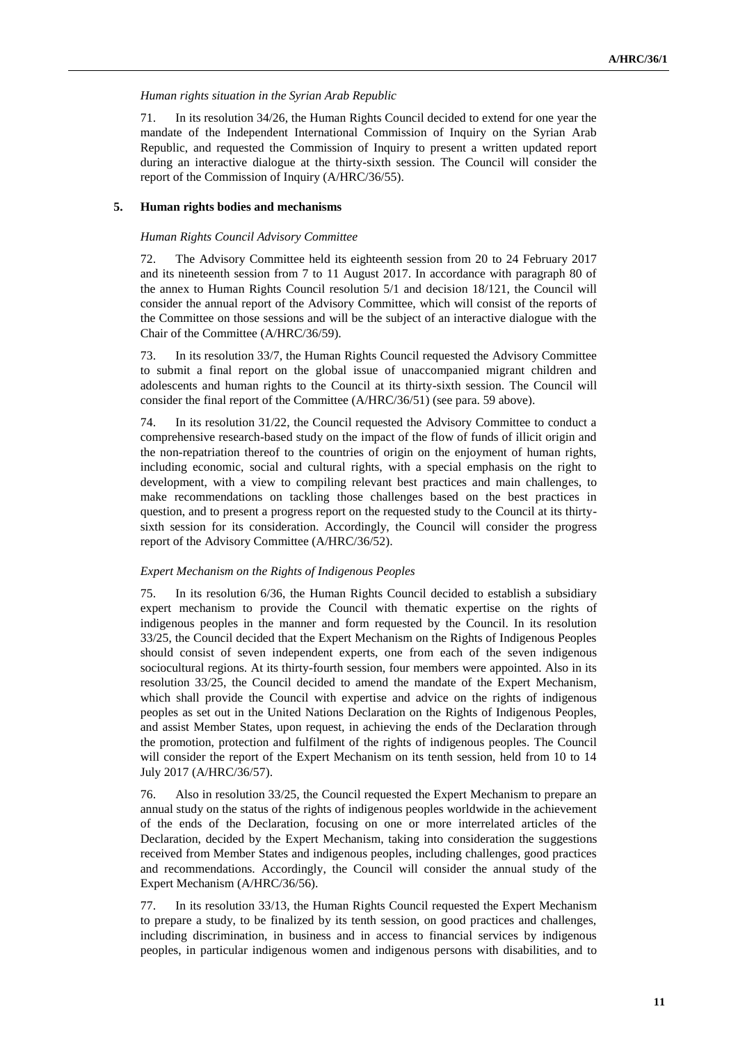*Human rights situation in the Syrian Arab Republic*

71. In its resolution 34/26, the Human Rights Council decided to extend for one year the mandate of the Independent International Commission of Inquiry on the Syrian Arab Republic, and requested the Commission of Inquiry to present a written updated report during an interactive dialogue at the thirty-sixth session. The Council will consider the report of the Commission of Inquiry (A/HRC/36/55).

## 5. Human rights bodies and mechanisms

*Human Rights Council Advisory Committee*

72. The Advisory Committee held its eighteenth session from 20 to 24 February 2017 and its nineteenth session from 7 to 11 August 2017. In accordance with paragraph 80 of the annex to Human Rights Council resolution 5/1 and decision 18/121, the Council will consider the annual report of the Advisory Committee, which will consist of the reports of the Committee on those sessions and will be the subject of an interactive dialogue with the Chair of the Committee (A/HRC/36/59).

73. In its resolution 33/7, the Human Rights Council requested the Advisory Committee to submit a final report on the global issue of unaccompanied migrant children and adolescents and human rights to the Council at its thirty-sixth session. The Council will consider the final report of the Committee (A/HRC/36/51) (see para. 59 above).

74. In its resolution 31/22, the Council requested the Advisory Committee to conduct a comprehensive research-based study on the impact of the flow of funds of illicit origin and the non-repatriation thereof to the countries of origin on the enjoyment of human rights, including economic, social and cultural rights, with a special emphasis on the right to development, with a view to compiling relevant best practices and main challenges, to make recommendations on tackling those challenges based on the best practices in question, and to present a progress report on the requested study to the Council at its thirty-sixth session for its consideration. Accordingly, the Council will consider the progress report of the Advisory Committee (A/HRC/36/52).

*Expert Mechanism on the Rights of Indigenous Peoples*

75. In its resolution 6/36, the Human Rights Council decided to establish a subsidiary expert mechanism to provide the Council with thematic expertise on the rights of indigenous peoples in the manner and form requested by the Council. In its resolution 33/25, the Council decided that the Expert Mechanism on the Rights of Indigenous Peoples should consist of seven independent experts, one from each of the seven indigenous sociocultural regions. At its thirty-fourth session, four members were appointed. Also in its resolution 33/25, the Council decided to amend the mandate of the Expert Mechanism, which shall provide the Council with expertise and advice on the rights of indigenous peoples as set out in the United Nations Declaration on the Rights of Indigenous Peoples, and assist Member States, upon request, in achieving the ends of the Declaration through the promotion, protection and fulfilment of the rights of indigenous peoples. The Council will consider the report of the Expert Mechanism on its tenth session, held from 10 to 14 July 2017 (A/HRC/36/57).

76. Also in resolution 33/25, the Council requested the Expert Mechanism to prepare an annual study on the status of the rights of indigenous peoples worldwide in the achievement of the ends of the Declaration, focusing on one or more interrelated articles of the Declaration, decided by the Expert Mechanism, taking into consideration the suggestions received from Member States and indigenous peoples, including challenges, good practices and recommendations. Accordingly, the Council will consider the annual study of the Expert Mechanism (A/HRC/36/56).

77. In its resolution 33/13, the Human Rights Council requested the Expert Mechanism to prepare a study, to be finalized by its tenth session, on good practices and challenges, including discrimination, in business and in access to financial services by indigenous peoples, in particular indigenous women and indigenous persons with disabilities, and to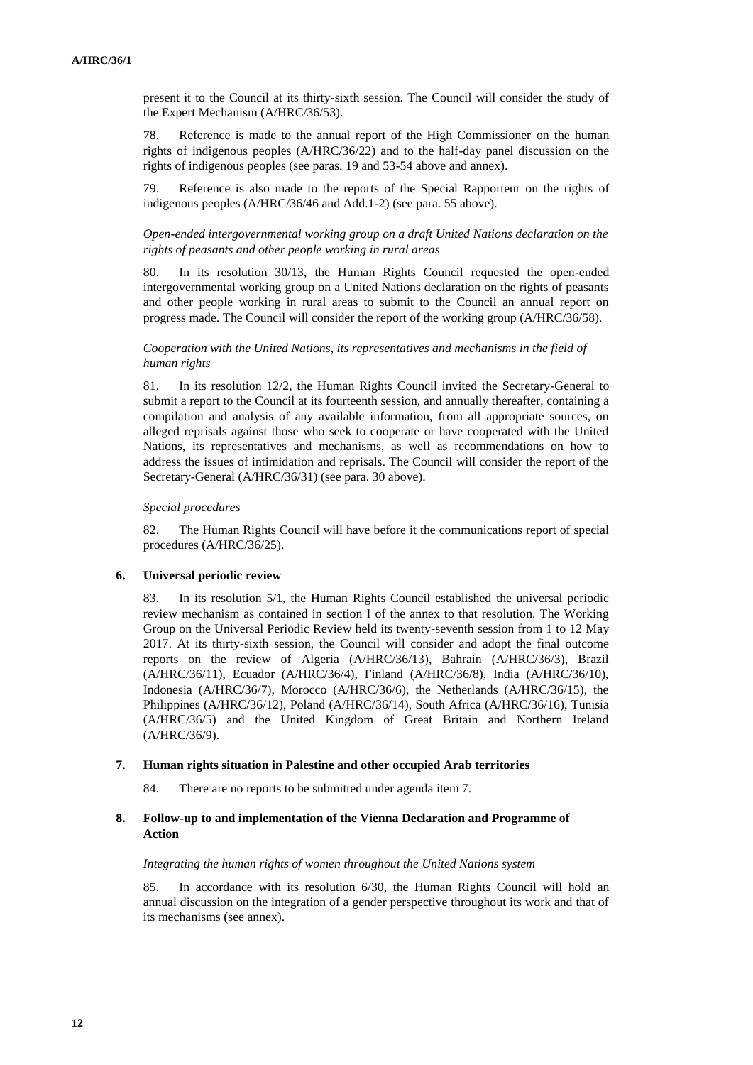present it to the Council at its thirty-sixth session. The Council will consider the study of the Expert Mechanism (A/HRC/36/53).

78. Reference is made to the annual report of the High Commissioner on the human rights of indigenous peoples (A/HRC/36/22) and to the half-day panel discussion on the rights of indigenous peoples (see paras. 19 and 53-54 above and annex).

79. Reference is also made to the reports of the Special Rapporteur on the rights of indigenous peoples (A/HRC/36/46 and Add.1-2) (see para. 55 above).

*Open-ended intergovernmental working group on a draft United Nations declaration on the rights of peasants and other people working in rural areas*

80. In its resolution 30/13, the Human Rights Council requested the open-ended intergovernmental working group on a United Nations declaration on the rights of peasants and other people working in rural areas to submit to the Council an annual report on progress made. The Council will consider the report of the working group (A/HRC/36/58).

*Cooperation with the United Nations, its representatives and mechanisms in the field of human rights*

81. In its resolution 12/2, the Human Rights Council invited the Secretary-General to submit a report to the Council at its fourteenth session, and annually thereafter, containing a compilation and analysis of any available information, from all appropriate sources, on alleged reprisals against those who seek to cooperate or have cooperated with the United Nations, its representatives and mechanisms, as well as recommendations on how to address the issues of intimidation and reprisals. The Council will consider the report of the Secretary-General (A/HRC/36/31) (see para. 30 above).

*Special procedures*

82. The Human Rights Council will have before it the communications report of special procedures (A/HRC/36/25).

### 6. Universal periodic review

83. In its resolution 5/1, the Human Rights Council established the universal periodic review mechanism as contained in section I of the annex to that resolution. The Working Group on the Universal Periodic Review held its twenty-seventh session from 1 to 12 May 2017. At its thirty-sixth session, the Council will consider and adopt the final outcome reports on the review of Algeria (A/HRC/36/13), Bahrain (A/HRC/36/3), Brazil (A/HRC/36/11), Ecuador (A/HRC/36/4), Finland (A/HRC/36/8), India (A/HRC/36/10), Indonesia (A/HRC/36/7), Morocco (A/HRC/36/6), the Netherlands (A/HRC/36/15), the Philippines (A/HRC/36/12), Poland (A/HRC/36/14), South Africa (A/HRC/36/16), Tunisia (A/HRC/36/5) and the United Kingdom of Great Britain and Northern Ireland (A/HRC/36/9).

### 7. Human rights situation in Palestine and other occupied Arab territories

84. There are no reports to be submitted under agenda item 7.

### 8. Follow-up to and implementation of the Vienna Declaration and Programme of Action

*Integrating the human rights of women throughout the United Nations system*

85. In accordance with its resolution 6/30, the Human Rights Council will hold an annual discussion on the integration of a gender perspective throughout its work and that of its mechanisms (see annex).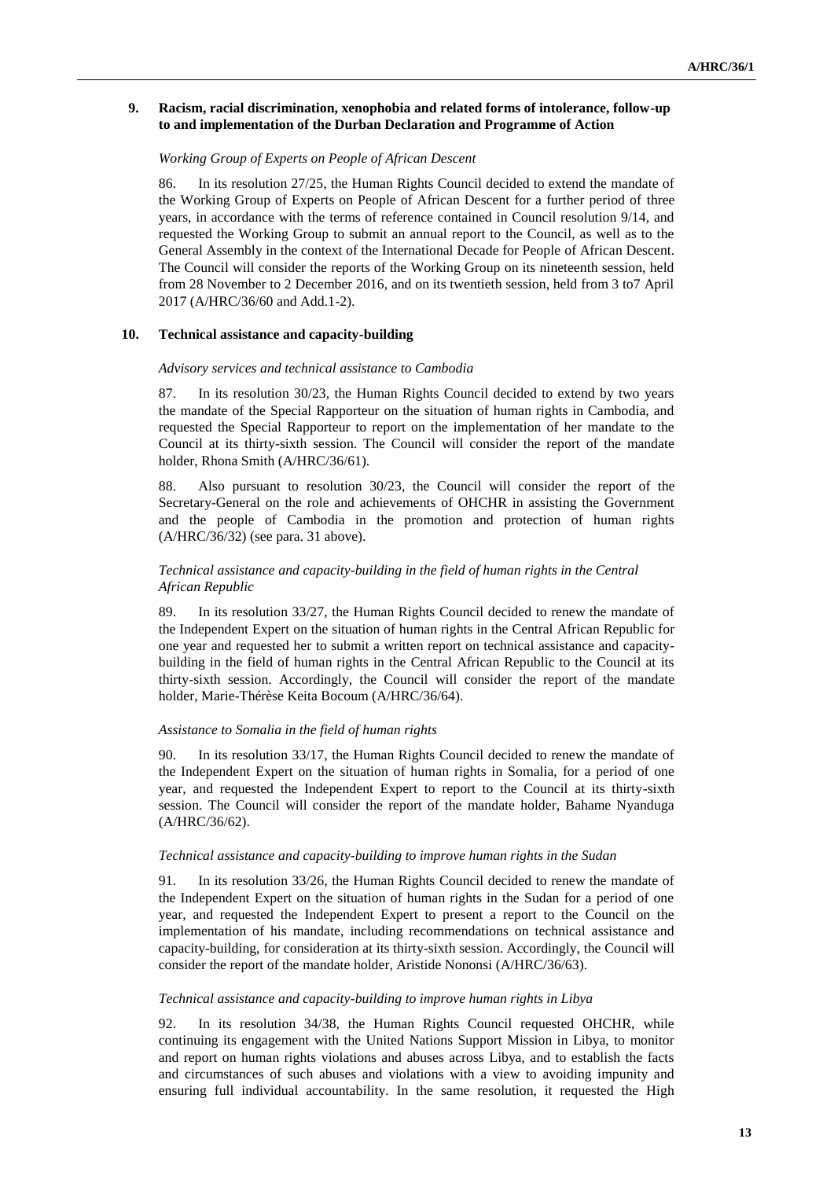## 9. Racism, racial discrimination, xenophobia and related forms of intolerance, follow-up to and implementation of the Durban Declaration and Programme of Action

*Working Group of Experts on People of African Descent*

86. In its resolution 27/25, the Human Rights Council decided to extend the mandate of the Working Group of Experts on People of African Descent for a further period of three years, in accordance with the terms of reference contained in Council resolution 9/14, and requested the Working Group to submit an annual report to the Council, as well as to the General Assembly in the context of the International Decade for People of African Descent. The Council will consider the reports of the Working Group on its nineteenth session, held from 28 November to 2 December 2016, and on its twentieth session, held from 3 to7 April 2017 (A/HRC/36/60 and Add.1-2).

## 10. Technical assistance and capacity-building

*Advisory services and technical assistance to Cambodia*

87. In its resolution 30/23, the Human Rights Council decided to extend by two years the mandate of the Special Rapporteur on the situation of human rights in Cambodia, and requested the Special Rapporteur to report on the implementation of her mandate to the Council at its thirty-sixth session. The Council will consider the report of the mandate holder, Rhona Smith (A/HRC/36/61).

88. Also pursuant to resolution 30/23, the Council will consider the report of the Secretary-General on the role and achievements of OHCHR in assisting the Government and the people of Cambodia in the promotion and protection of human rights (A/HRC/36/32) (see para. 31 above).

*Technical assistance and capacity-building in the field of human rights in the Central African Republic*

89. In its resolution 33/27, the Human Rights Council decided to renew the mandate of the Independent Expert on the situation of human rights in the Central African Republic for one year and requested her to submit a written report on technical assistance and capacity-building in the field of human rights in the Central African Republic to the Council at its thirty-sixth session. Accordingly, the Council will consider the report of the mandate holder, Marie-Thérèse Keita Bocoum (A/HRC/36/64).

*Assistance to Somalia in the field of human rights*

90. In its resolution 33/17, the Human Rights Council decided to renew the mandate of the Independent Expert on the situation of human rights in Somalia, for a period of one year, and requested the Independent Expert to report to the Council at its thirty-sixth session. The Council will consider the report of the mandate holder, Bahame Nyanduga (A/HRC/36/62).

*Technical assistance and capacity-building to improve human rights in the Sudan*

91. In its resolution 33/26, the Human Rights Council decided to renew the mandate of the Independent Expert on the situation of human rights in the Sudan for a period of one year, and requested the Independent Expert to present a report to the Council on the implementation of his mandate, including recommendations on technical assistance and capacity-building, for consideration at its thirty-sixth session. Accordingly, the Council will consider the report of the mandate holder, Aristide Nononsi (A/HRC/36/63).

*Technical assistance and capacity-building to improve human rights in Libya*

92. In its resolution 34/38, the Human Rights Council requested OHCHR, while continuing its engagement with the United Nations Support Mission in Libya, to monitor and report on human rights violations and abuses across Libya, and to establish the facts and circumstances of such abuses and violations with a view to avoiding impunity and ensuring full individual accountability. In the same resolution, it requested the High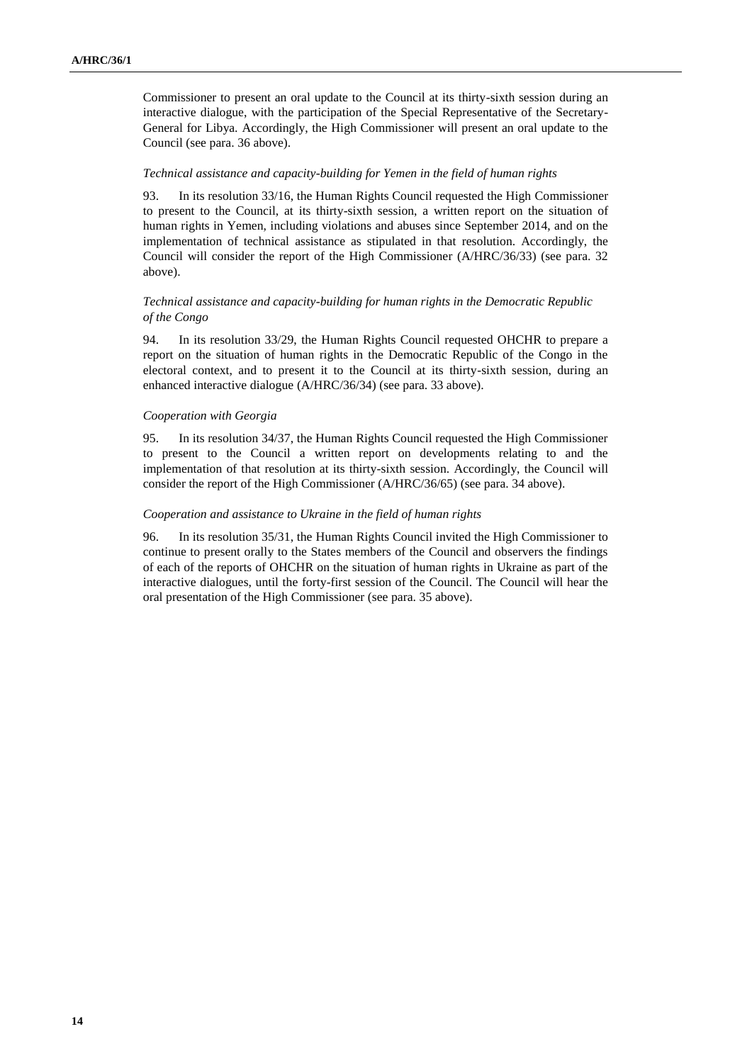Commissioner to present an oral update to the Council at its thirty-sixth session during an interactive dialogue, with the participation of the Special Representative of the Secretary-General for Libya. Accordingly, the High Commissioner will present an oral update to the Council (see para. 36 above).

*Technical assistance and capacity-building for Yemen in the field of human rights*

93. In its resolution 33/16, the Human Rights Council requested the High Commissioner to present to the Council, at its thirty-sixth session, a written report on the situation of human rights in Yemen, including violations and abuses since September 2014, and on the implementation of technical assistance as stipulated in that resolution. Accordingly, the Council will consider the report of the High Commissioner (A/HRC/36/33) (see para. 32 above).

*Technical assistance and capacity-building for human rights in the Democratic Republic of the Congo*

94. In its resolution 33/29, the Human Rights Council requested OHCHR to prepare a report on the situation of human rights in the Democratic Republic of the Congo in the electoral context, and to present it to the Council at its thirty-sixth session, during an enhanced interactive dialogue (A/HRC/36/34) (see para. 33 above).

*Cooperation with Georgia*

95. In its resolution 34/37, the Human Rights Council requested the High Commissioner to present to the Council a written report on developments relating to and the implementation of that resolution at its thirty-sixth session. Accordingly, the Council will consider the report of the High Commissioner (A/HRC/36/65) (see para. 34 above).

*Cooperation and assistance to Ukraine in the field of human rights*

96. In its resolution 35/31, the Human Rights Council invited the High Commissioner to continue to present orally to the States members of the Council and observers the findings of each of the reports of OHCHR on the situation of human rights in Ukraine as part of the interactive dialogues, until the forty-first session of the Council. The Council will hear the oral presentation of the High Commissioner (see para. 35 above).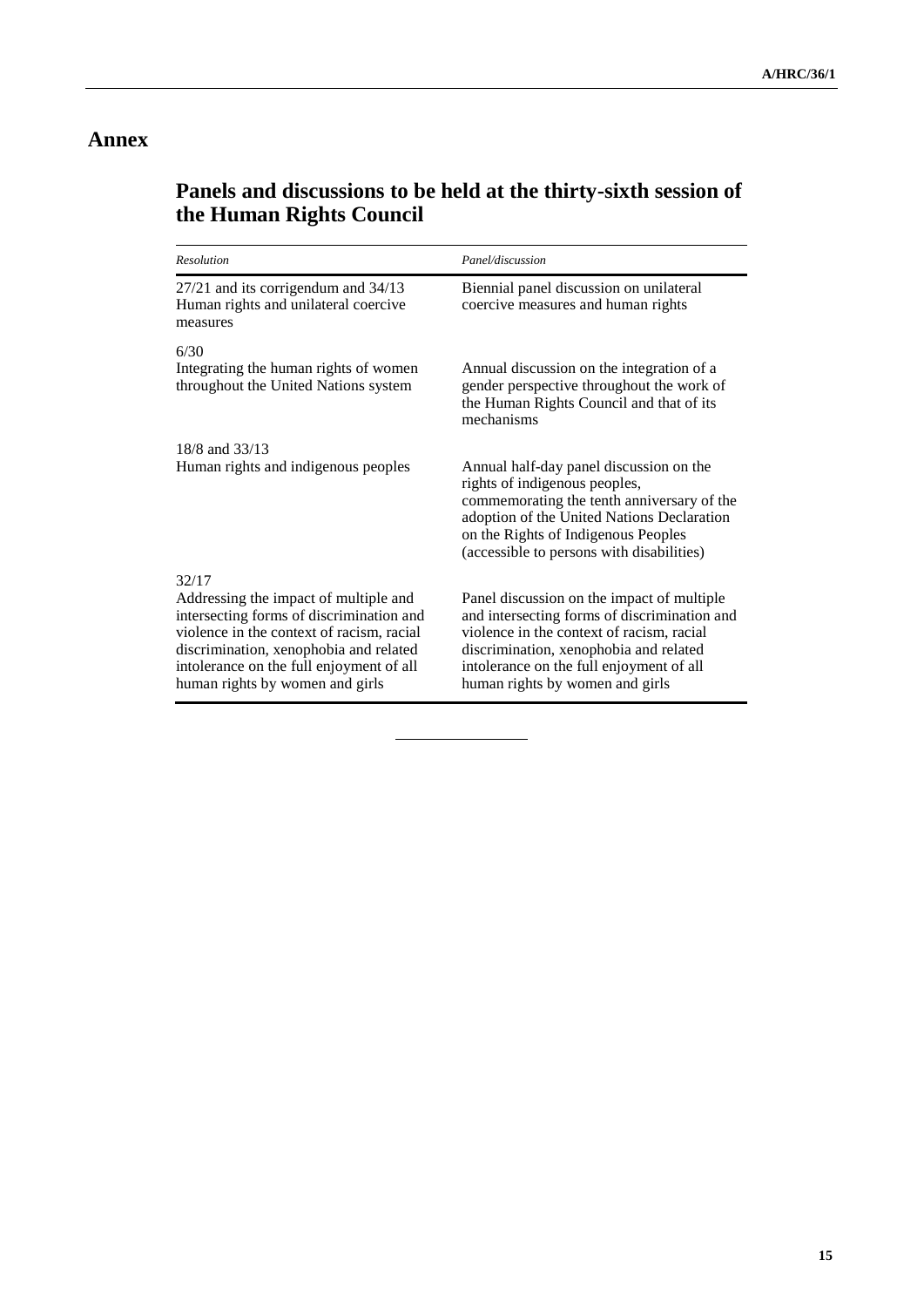# Annex

## Panels and discussions to be held at the thirty-sixth session of the Human Rights Council

| *Resolution* | *Panel/discussion* |
|---|---|
| 27/21 and its corrigendum and 34/13<br>Human rights and unilateral coercive measures | Biennial panel discussion on unilateral coercive measures and human rights |
| 6/30<br>Integrating the human rights of women throughout the United Nations system | Annual discussion on the integration of a gender perspective throughout the work of the Human Rights Council and that of its mechanisms |
| 18/8 and 33/13<br>Human rights and indigenous peoples | Annual half-day panel discussion on the rights of indigenous peoples, commemorating the tenth anniversary of the adoption of the United Nations Declaration on the Rights of Indigenous Peoples (accessible to persons with disabilities) |
| 32/17<br>Addressing the impact of multiple and intersecting forms of discrimination and violence in the context of racism, racial discrimination, xenophobia and related intolerance on the full enjoyment of all human rights by women and girls | Panel discussion on the impact of multiple and intersecting forms of discrimination and violence in the context of racism, racial discrimination, xenophobia and related intolerance on the full enjoyment of all human rights by women and girls |